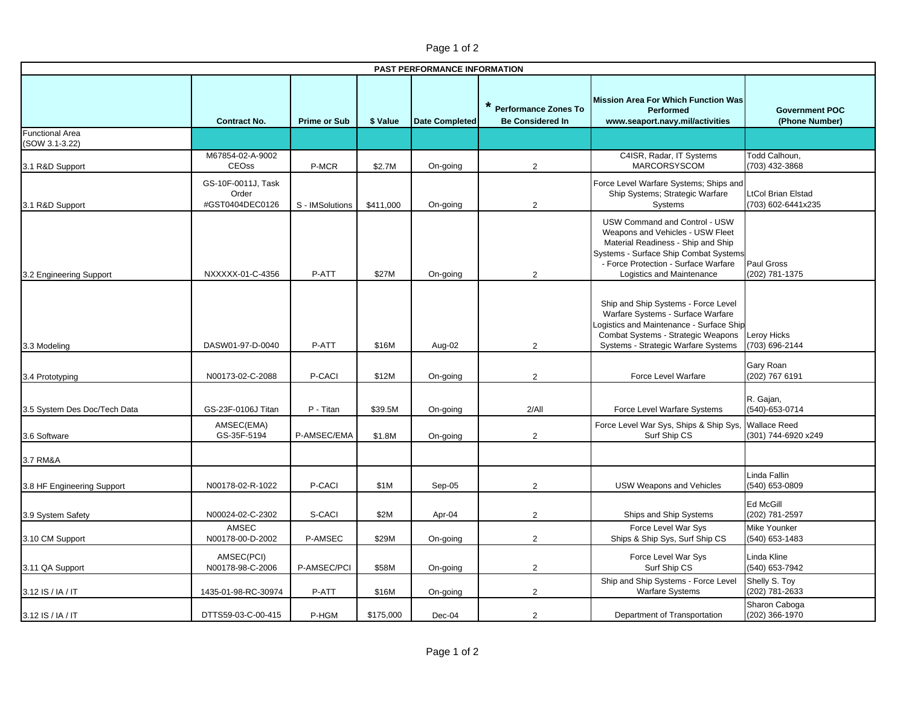| PAST PERFORMANCE INFORMATION | | | | | | | |
|---|---|---|---|---|---|---|---|
| | Contract No. | Prime or Sub | $ Value | Date Completed | * Performance Zones To Be Considered In | Mission Area For Which Function Was Performed www.seaport.navy.mil/activities | Government POC (Phone Number) |
| Functional Area (SOW 3.1-3.22) | | | | | | | |
| 3.1 R&D Support | M67854-02-A-9002 CEOss | P-MCR | $2.7M | On-going | 2 | C4ISR, Radar, IT Systems MARCORSYSCOM | Todd Calhoun, (703) 432-3868 |
| 3.1 R&D Support | GS-10F-0011J, Task Order #GST0404DEC0126 | S - IMSolutions | $411,000 | On-going | 2 | Force Level Warfare Systems; Ships and Ship Systems; Strategic Warfare Systems | LtCol Brian Elstad (703) 602-6441x235 |
| 3.2 Engineering Support | NXXXXX-01-C-4356 | P-ATT | $27M | On-going | 2 | USW Command and Control - USW Weapons and Vehicles - USW Fleet Material Readiness - Ship and Ship Systems - Surface Ship Combat Systems - Force Protection - Surface Warfare Logistics and Maintenance | Paul Gross (202) 781-1375 |
| 3.3 Modeling | DASW01-97-D-0040 | P-ATT | $16M | Aug-02 | 2 | Ship and Ship Systems - Force Level Warfare Systems - Surface Warfare Logistics and Maintenance - Surface Ship Combat Systems - Strategic Weapons Systems - Strategic Warfare Systems | Leroy Hicks (703) 696-2144 |
| 3.4 Prototyping | N00173-02-C-2088 | P-CACI | $12M | On-going | 2 | Force Level Warfare | Gary Roan (202) 767 6191 |
| 3.5 System Des Doc/Tech Data | GS-23F-0106J Titan | P - Titan | $39.5M | On-going | 2/All | Force Level Warfare Systems | R. Gajan, (540)-653-0714 |
| 3.6 Software | AMSEC(EMA) GS-35F-5194 | P-AMSEC/EMA | $1.8M | On-going | 2 | Force Level War Sys, Ships & Ship Sys, Surf Ship CS | Wallace Reed (301) 744-6920 x249 |
| 3.7 RM&A | | | | | | | |
| 3.8 HF Engineering Support | N00178-02-R-1022 | P-CACI | $1M | Sep-05 | 2 | USW Weapons and Vehicles | Linda Fallin (540) 653-0809 |
| 3.9 System Safety | N00024-02-C-2302 | S-CACI | $2M | Apr-04 | 2 | Ships and Ship Systems | Ed McGill (202) 781-2597 |
| 3.10 CM Support | AMSEC N00178-00-D-2002 | P-AMSEC | $29M | On-going | 2 | Force Level War Sys Ships & Ship Sys, Surf Ship CS | Mike Younker (540) 653-1483 |
| 3.11 QA Support | AMSEC(PCI) N00178-98-C-2006 | P-AMSEC/PCI | $58M | On-going | 2 | Force Level War Sys Surf Ship CS | Linda Kline (540) 653-7942 |
| 3.12 IS / IA / IT | 1435-01-98-RC-30974 | P-ATT | $16M | On-going | 2 | Ship and Ship Systems - Force Level Warfare Systems | Shelly S. Toy (202) 781-2633 |
| 3.12 IS / IA / IT | DTTS59-03-C-00-415 | P-HGM | $175,000 | Dec-04 | 2 | Department of Transportation | Sharon Caboga (202) 366-1970 |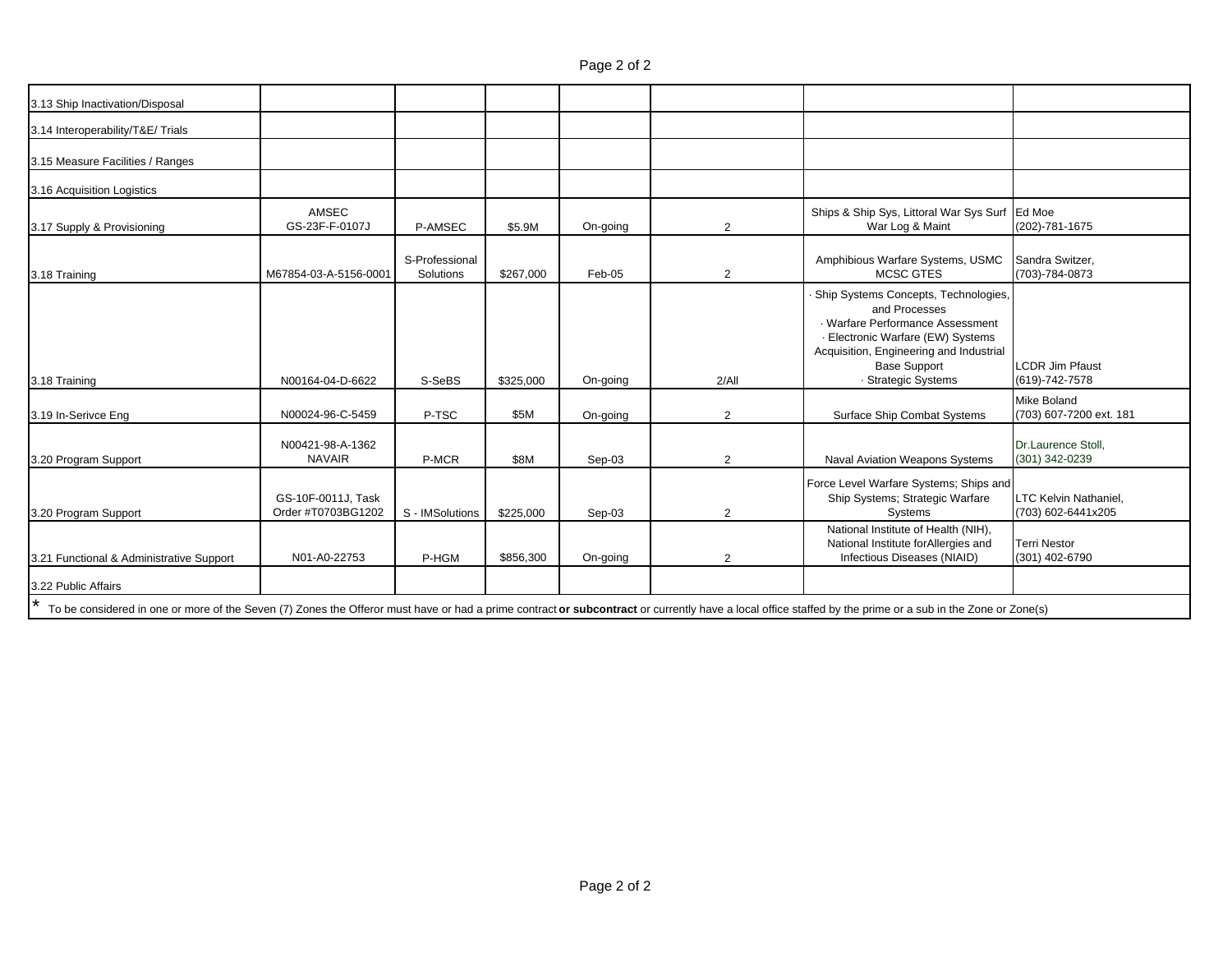| | | | | | | | |
|---|---|---|---|---|---|---|---|
| 3.13 Ship Inactivation/Disposal | | | | | | | |
| 3.14 Interoperability/T&E/ Trials | | | | | | | |
| 3.15 Measure Facilities / Ranges | | | | | | | |
| 3.16 Acquisition Logistics | | | | | | | |
| 3.17 Supply & Provisioning | AMSEC GS-23F-F-0107J | P-AMSEC | $5.9M | On-going | 2 | Ships & Ship Sys, Littoral War Sys Surf War Log & Maint | Ed Moe (202)-781-1675 |
| 3.18 Training | M67854-03-A-5156-0001 | S-Professional Solutions | $267,000 | Feb-05 | 2 | Amphibious Warfare Systems, USMC MCSC GTES | Sandra Switzer, (703)-784-0873 |
| 3.18 Training | N00164-04-D-6622 | S-SeBS | $325,000 | On-going | 2/All | · Ship Systems Concepts, Technologies, and Processes · Warfare Performance Assessment · Electronic Warfare (EW) Systems Acquisition, Engineering and Industrial Base Support · Strategic Systems | LCDR Jim Pfaust (619)-742-7578 |
| 3.19 In-Serivce Eng | N00024-96-C-5459 | P-TSC | $5M | On-going | 2 | Surface Ship Combat Systems | Mike Boland (703) 607-7200 ext. 181 |
| 3.20 Program Support | N00421-98-A-1362 NAVAIR | P-MCR | $8M | Sep-03 | 2 | Naval Aviation Weapons Systems | Dr.Laurence Stoll, (301) 342-0239 |
| 3.20 Program Support | GS-10F-0011J, Task Order #T0703BG1202 | S - IMSolutions | $225,000 | Sep-03 | 2 | Force Level Warfare Systems; Ships and Ship Systems; Strategic Warfare Systems | LTC Kelvin Nathaniel, (703) 602-6441x205 |
| 3.21 Functional & Administrative Support | N01-A0-22753 | P-HGM | $856,300 | On-going | 2 | National Institute of Health (NIH), National Institute forAllergies and Infectious Diseases (NIAID) | Terri Nestor (301) 402-6790 |
| 3.22 Public Affairs | | | | | | | |

* To be considered in one or more of the Seven (7) Zones the Offeror must have or had a prime contract **or subcontract** or currently have a local office staffed by the prime or a sub in the Zone or Zone(s)